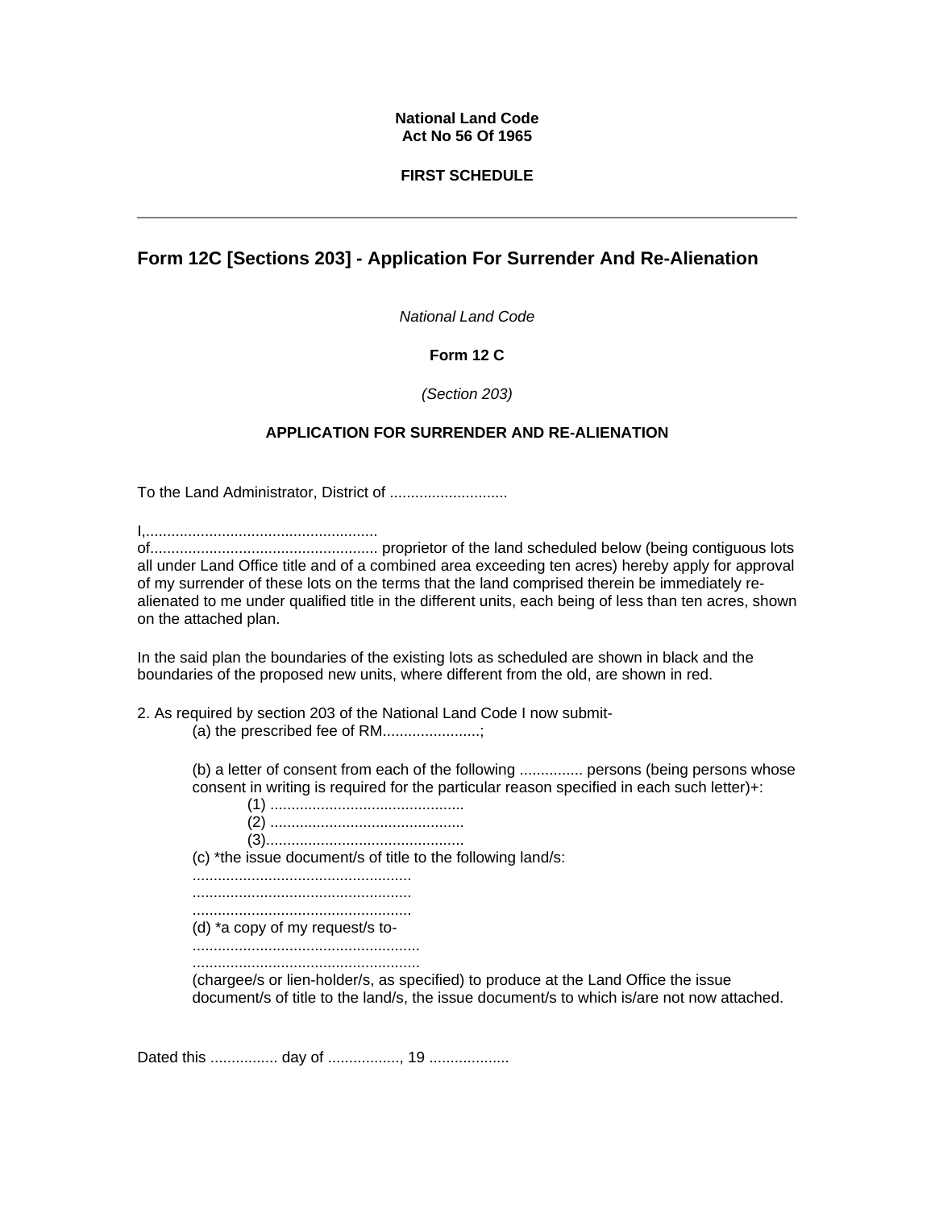**National Land Code**
**Act No 56 Of 1965**

**FIRST SCHEDULE**

---

## Form 12C [Sections 203] - Application For Surrender And Re-Alienation

*National Land Code*

**Form 12 C**

*(Section 203)*

**APPLICATION FOR SURRENDER AND RE-ALIENATION**

To the Land Administrator, District of ............................

I,.......................................................
of..................................................... proprietor of the land scheduled below (being contiguous lots all under Land Office title and of a combined area exceeding ten acres) hereby apply for approval of my surrender of these lots on the terms that the land comprised therein be immediately re-alienated to me under qualified title in the different units, each being of less than ten acres, shown on the attached plan.

In the said plan the boundaries of the existing lots as scheduled are shown in black and the boundaries of the proposed new units, where different from the old, are shown in red.

2. As required by section 203 of the National Land Code I now submit-

(a) the prescribed fee of RM.......................;

(b) a letter of consent from each of the following ............... persons (being persons whose consent in writing is required for the particular reason specified in each such letter)+:

(1) .............................................

(2) .............................................

(3)..............................................

(c) *the issue document/s of title to the following land/s:

....................................................

....................................................

....................................................

(d) *a copy of my request/s to-

.....................................................

.....................................................

(chargee/s or lien-holder/s, as specified) to produce at the Land Office the issue document/s of title to the land/s, the issue document/s to which is/are not now attached.

Dated this ................ day of ................., 19 ...................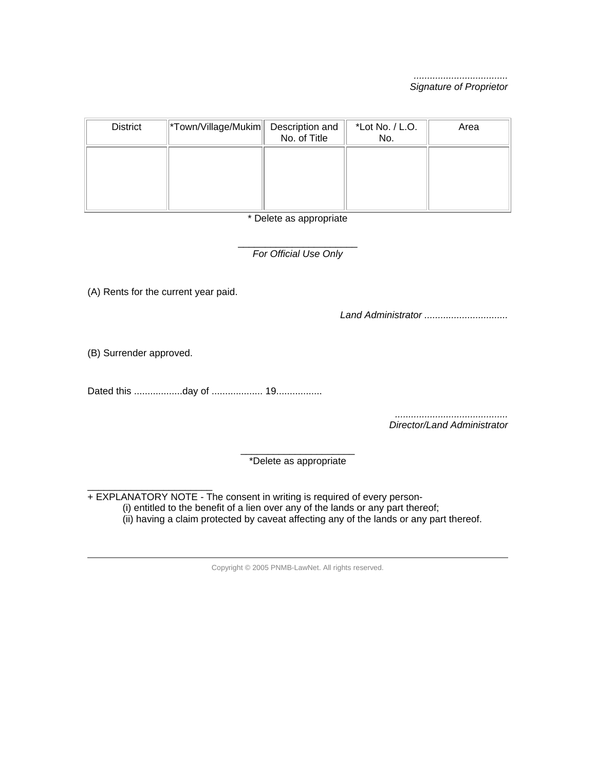...................................
*Signature of Proprietor*

| District | *Town/Village/Mukim | Description and No. of Title | *Lot No. / L.O. No. | Area |
|---|---|---|---|---|
| | | | | |

\* Delete as appropriate

---

*For Official Use Only*

(A) Rents for the current year paid.

*Land Administrator* ..............................

(B) Surrender approved.

Dated this ..................day of ................... 19.................

..........................................
*Director/Land Administrator*

---

*Delete as appropriate

---

+ EXPLANATORY NOTE - The consent in writing is required of every person-

(i) entitled to the benefit of a lien over any of the lands or any part thereof;

(ii) having a claim protected by caveat affecting any of the lands or any part thereof.